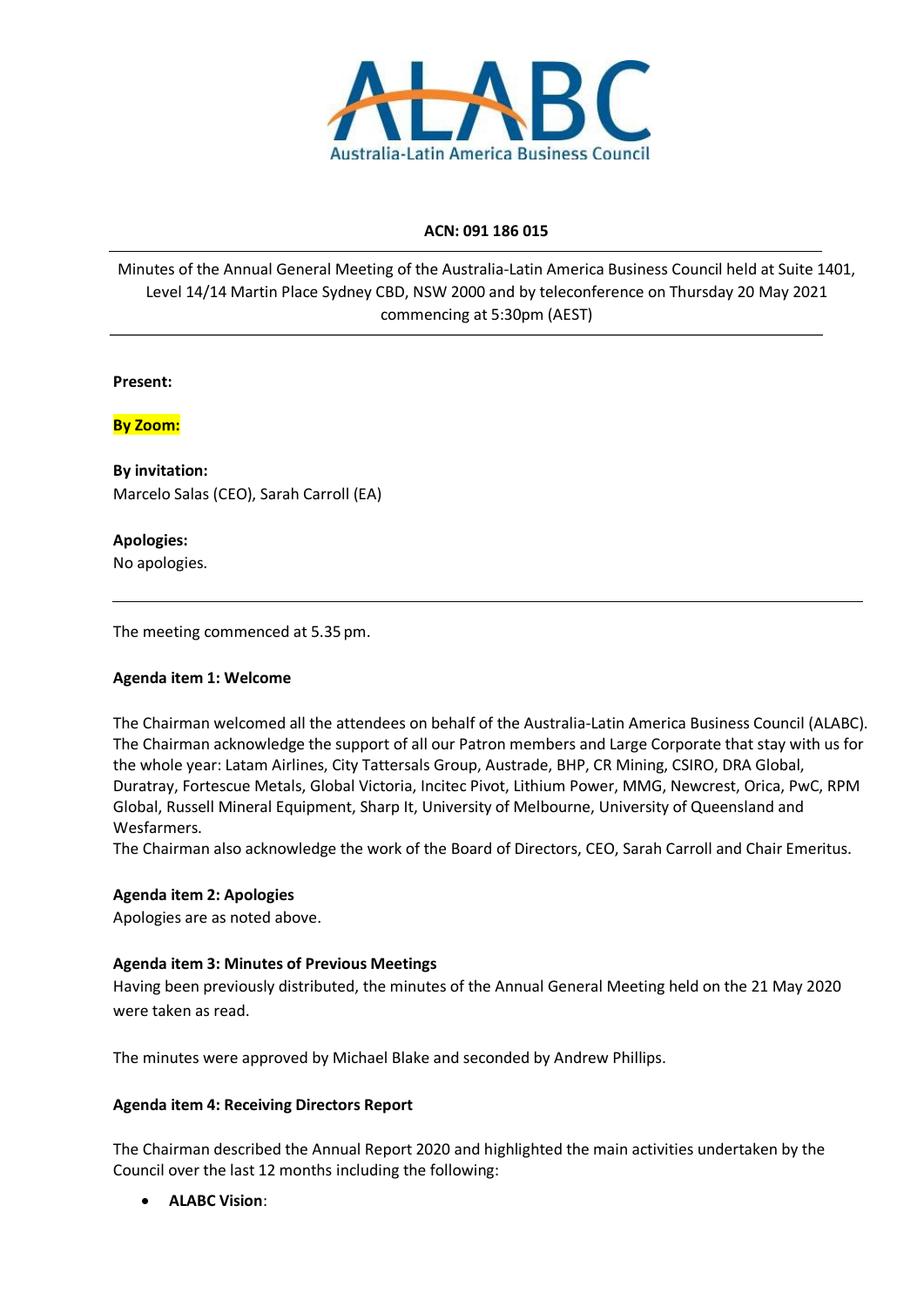**ACN: 091 186 015**

Minutes of the Annual General Meeting of the Australia-Latin America Business Council held at Suite 1401, Level 14/14 Martin Place Sydney CBD, NSW 2000 and by teleconference on Thursday 20 May 2021 commencing at 5:30pm (AEST)

---

**Present:**

**By Zoom:**

**By invitation:**
Marcelo Salas (CEO), Sarah Carroll (EA)

**Apologies:**
No apologies.

---

The meeting commenced at 5.35 pm.

**Agenda item 1: Welcome**

The Chairman welcomed all the attendees on behalf of the Australia-Latin America Business Council (ALABC). The Chairman acknowledge the support of all our Patron members and Large Corporate that stay with us for the whole year: Latam Airlines, City Tattersals Group, Austrade, BHP, CR Mining, CSIRO, DRA Global, Duratray, Fortescue Metals, Global Victoria, Incitec Pivot, Lithium Power, MMG, Newcrest, Orica, PwC, RPM Global, Russell Mineral Equipment, Sharp It, University of Melbourne, University of Queensland and Wesfarmers.
The Chairman also acknowledge the work of the Board of Directors, CEO, Sarah Carroll and Chair Emeritus.

**Agenda item 2: Apologies**
Apologies are as noted above.

**Agenda item 3: Minutes of Previous Meetings**
Having been previously distributed, the minutes of the Annual General Meeting held on the 21 May 2020 were taken as read.

The minutes were approved by Michael Blake and seconded by Andrew Phillips.

**Agenda item 4: Receiving Directors Report**

The Chairman described the Annual Report 2020 and highlighted the main activities undertaken by the Council over the last 12 months including the following:

- **ALABC Vision**: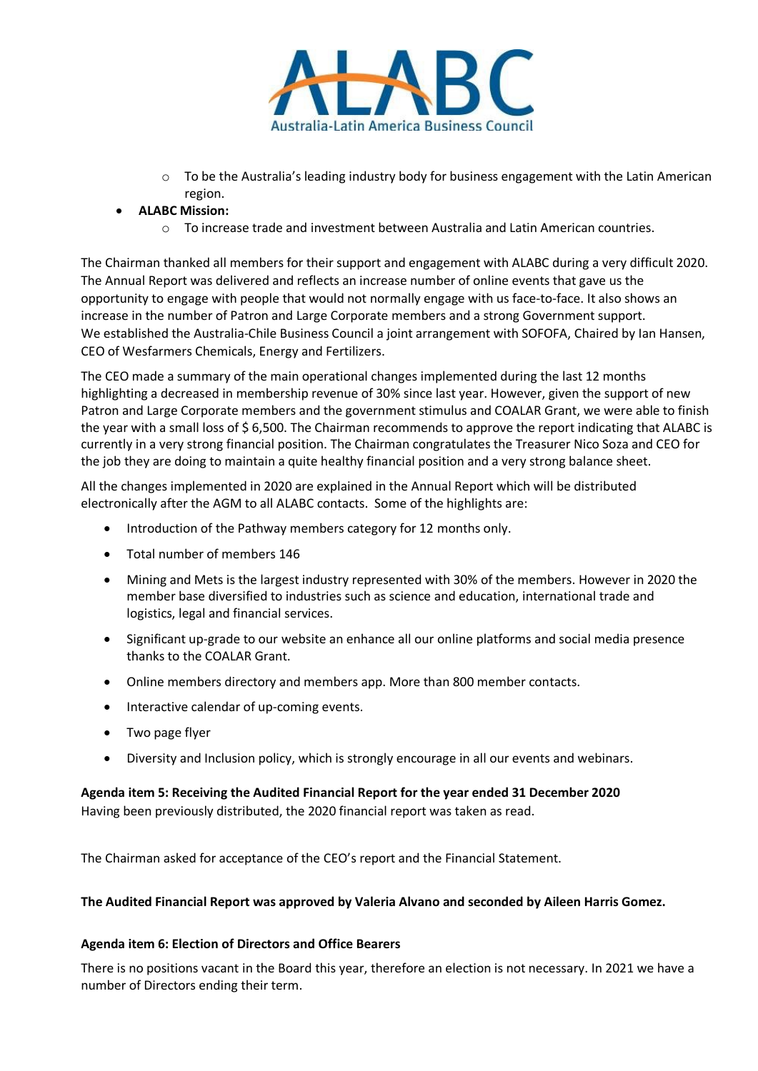- To be the Australia's leading industry body for business engagement with the Latin American region.
- **ALABC Mission:**
  - To increase trade and investment between Australia and Latin American countries.

The Chairman thanked all members for their support and engagement with ALABC during a very difficult 2020. The Annual Report was delivered and reflects an increase number of online events that gave us the opportunity to engage with people that would not normally engage with us face-to-face. It also shows an increase in the number of Patron and Large Corporate members and a strong Government support. We established the Australia-Chile Business Council a joint arrangement with SOFOFA, Chaired by Ian Hansen, CEO of Wesfarmers Chemicals, Energy and Fertilizers.

The CEO made a summary of the main operational changes implemented during the last 12 months highlighting a decreased in membership revenue of 30% since last year. However, given the support of new Patron and Large Corporate members and the government stimulus and COALAR Grant, we were able to finish the year with a small loss of $ 6,500. The Chairman recommends to approve the report indicating that ALABC is currently in a very strong financial position. The Chairman congratulates the Treasurer Nico Soza and CEO for the job they are doing to maintain a quite healthy financial position and a very strong balance sheet.

All the changes implemented in 2020 are explained in the Annual Report which will be distributed electronically after the AGM to all ALABC contacts. Some of the highlights are:

- Introduction of the Pathway members category for 12 months only.
- Total number of members 146
- Mining and Mets is the largest industry represented with 30% of the members. However in 2020 the member base diversified to industries such as science and education, international trade and logistics, legal and financial services.
- Significant up-grade to our website an enhance all our online platforms and social media presence thanks to the COALAR Grant.
- Online members directory and members app. More than 800 member contacts.
- Interactive calendar of up-coming events.
- Two page flyer
- Diversity and Inclusion policy, which is strongly encourage in all our events and webinars.

**Agenda item 5: Receiving the Audited Financial Report for the year ended 31 December 2020**

Having been previously distributed, the 2020 financial report was taken as read.

The Chairman asked for acceptance of the CEO's report and the Financial Statement.

**The Audited Financial Report was approved by Valeria Alvano and seconded by Aileen Harris Gomez.**

**Agenda item 6: Election of Directors and Office Bearers**

There is no positions vacant in the Board this year, therefore an election is not necessary. In 2021 we have a number of Directors ending their term.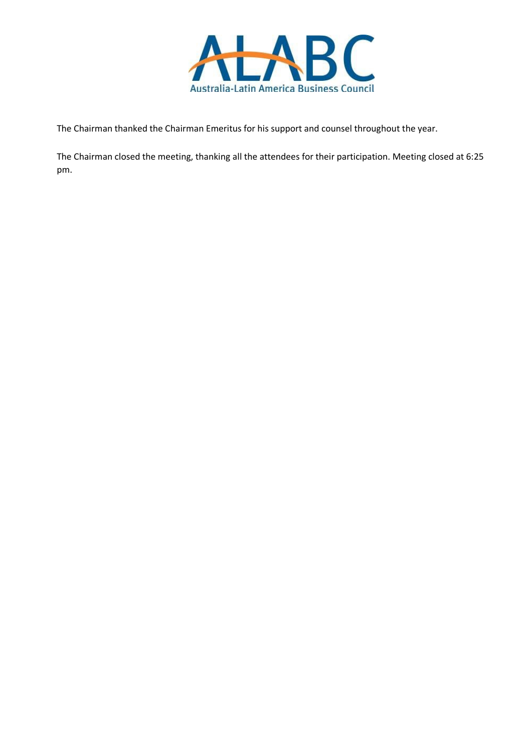The Chairman thanked the Chairman Emeritus for his support and counsel throughout the year.

The Chairman closed the meeting, thanking all the attendees for their participation. Meeting closed at 6:25 pm.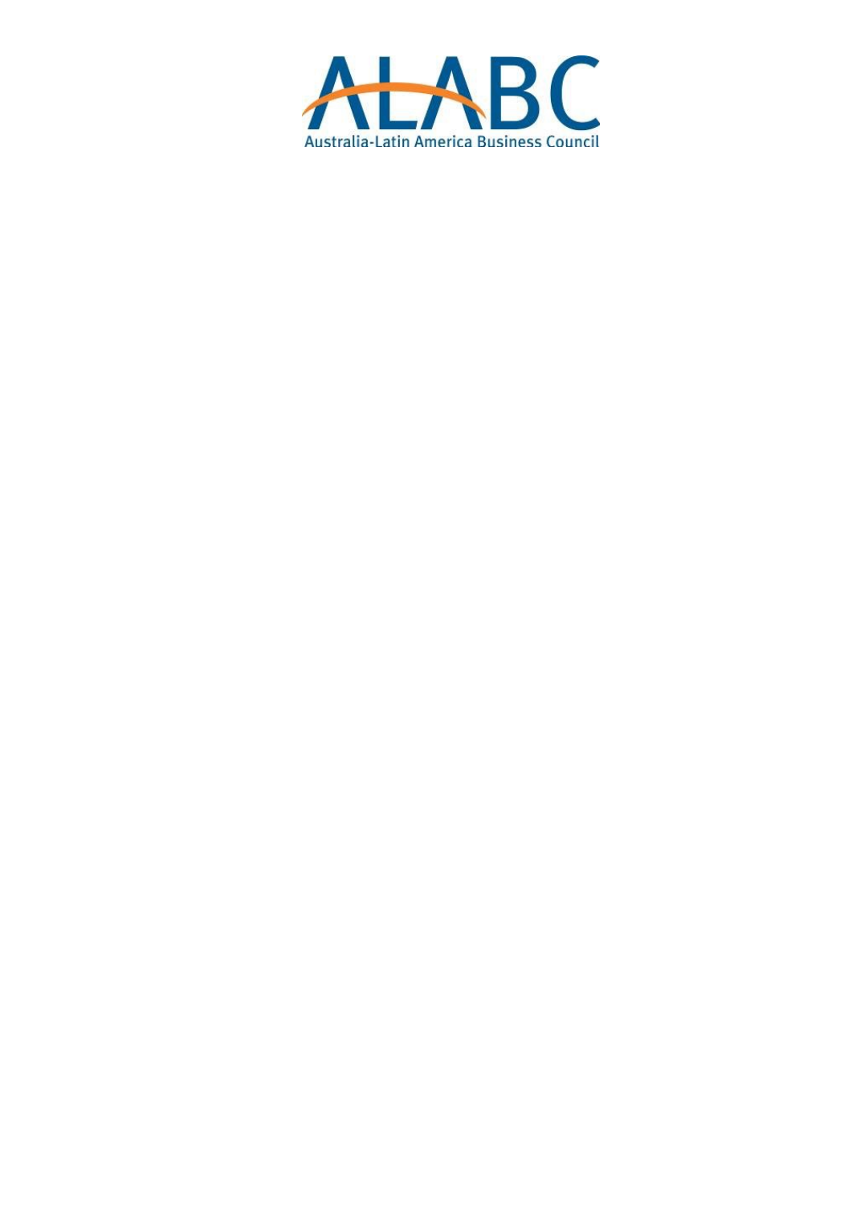ALABC

Australia-Latin America Business Council